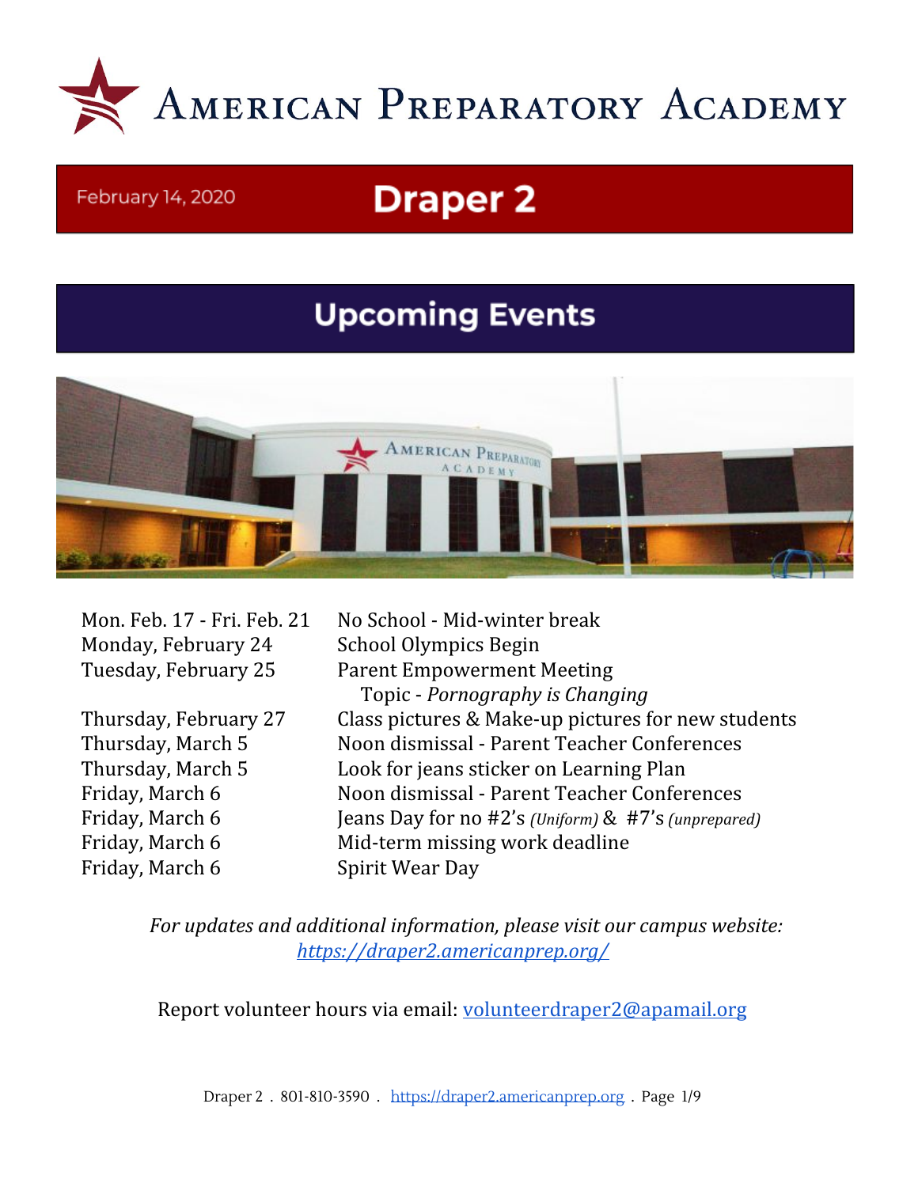# American Preparatory Academy

February 14, 2020

# Draper 2

## Upcoming Events

| | |
|---|---|
| Mon. Feb. 17 - Fri. Feb. 21 | No School - Mid-winter break |
| Monday, February 24 | School Olympics Begin |
| Tuesday, February 25 | Parent Empowerment Meeting<br>Topic - *Pornography is Changing* |
| Thursday, February 27 | Class pictures & Make-up pictures for new students |
| Thursday, March 5 | Noon dismissal - Parent Teacher Conferences |
| Thursday, March 5 | Look for jeans sticker on Learning Plan |
| Friday, March 6 | Noon dismissal - Parent Teacher Conferences |
| Friday, March 6 | Jeans Day for no #2's *(Uniform)* & #7's *(unprepared)* |
| Friday, March 6 | Mid-term missing work deadline |
| Friday, March 6 | Spirit Wear Day |

*For updates and additional information, please visit our campus website:*
*https://draper2.americanprep.org/*

Report volunteer hours via email: volunteerdraper2@apamail.org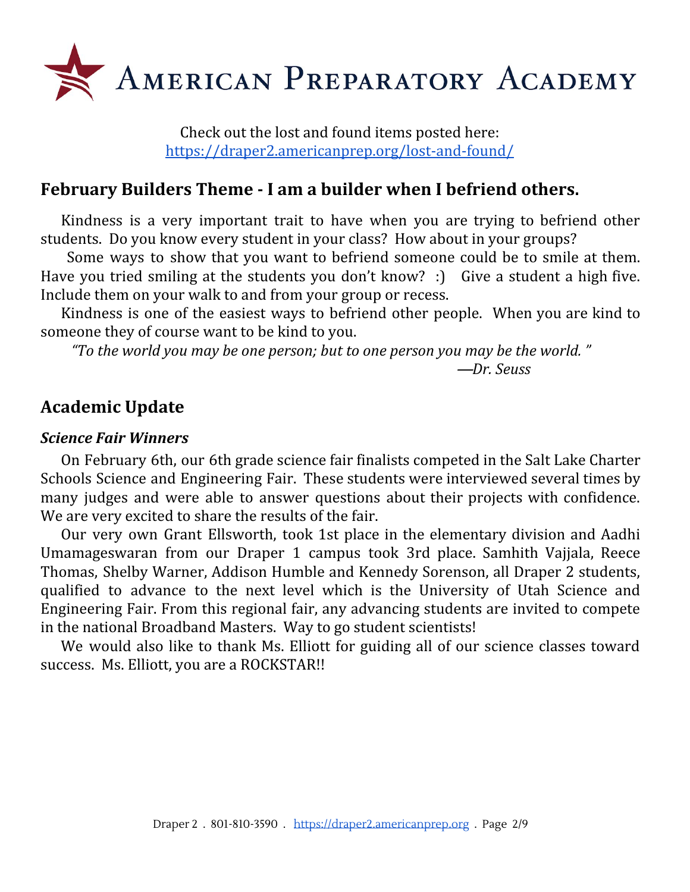# American Preparatory Academy

Check out the lost and found items posted here:
https://draper2.americanprep.org/lost-and-found/

## February Builders Theme - I am a builder when I befriend others.

Kindness is a very important trait to have when you are trying to befriend other students. Do you know every student in your class? How about in your groups?

Some ways to show that you want to befriend someone could be to smile at them. Have you tried smiling at the students you don't know? :) Give a student a high five. Include them on your walk to and from your group or recess.

Kindness is one of the easiest ways to befriend other people. When you are kind to someone they of course want to be kind to you.

*"To the world you may be one person; but to one person you may be the world."*

*—Dr. Seuss*

## Academic Update

### *Science Fair Winners*

On February 6th, our 6th grade science fair finalists competed in the Salt Lake Charter Schools Science and Engineering Fair. These students were interviewed several times by many judges and were able to answer questions about their projects with confidence. We are very excited to share the results of the fair.

Our very own Grant Ellsworth, took 1st place in the elementary division and Aadhi Umamageswaran from our Draper 1 campus took 3rd place. Samhith Vajjala, Reece Thomas, Shelby Warner, Addison Humble and Kennedy Sorenson, all Draper 2 students, qualified to advance to the next level which is the University of Utah Science and Engineering Fair. From this regional fair, any advancing students are invited to compete in the national Broadband Masters. Way to go student scientists!

We would also like to thank Ms. Elliott for guiding all of our science classes toward success. Ms. Elliott, you are a ROCKSTAR!!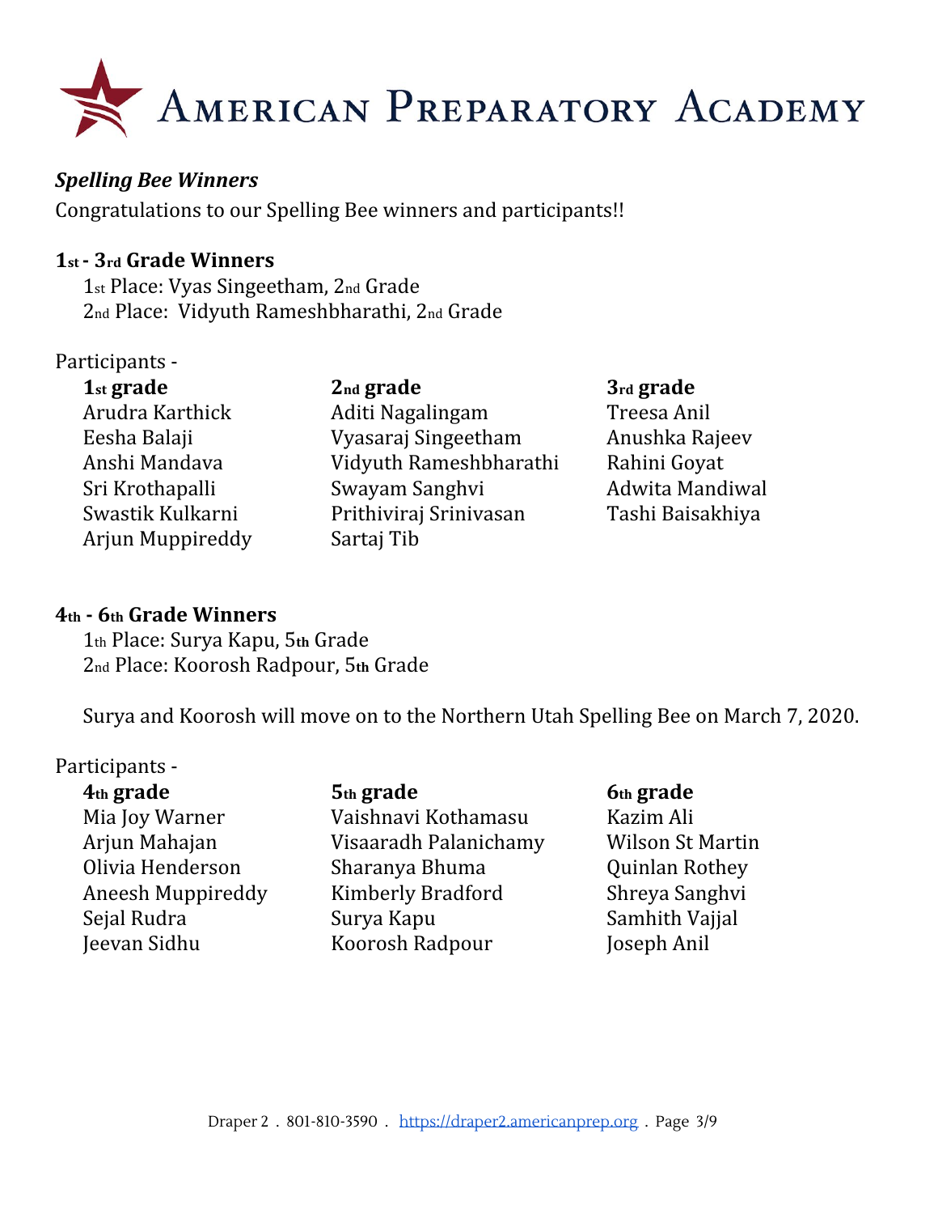# American Preparatory Academy

### *Spelling Bee Winners*

Congratulations to our Spelling Bee winners and participants!!

**1st - 3rd Grade Winners**

1st Place: Vyas Singeetham, 2nd Grade
2nd Place: Vidyuth Rameshbharathi, 2nd Grade

Participants -

**1st grade**
Arudra Karthick
Eesha Balaji
Anshi Mandava
Sri Krothapalli
Swastik Kulkarni
Arjun Muppireddy

**2nd grade**
Aditi Nagalingam
Vyasaraj Singeetham
Vidyuth Rameshbharathi
Swayam Sanghvi
Prithiviraj Srinivasan
Sartaj Tib

**3rd grade**
Treesa Anil
Anushka Rajeev
Rahini Goyat
Adwita Mandiwal
Tashi Baisakhiya

**4th - 6th Grade Winners**

1th Place: Surya Kapu, 5th Grade
2nd Place: Koorosh Radpour, 5th Grade

Surya and Koorosh will move on to the Northern Utah Spelling Bee on March 7, 2020.

Participants -

**4th grade**
Mia Joy Warner
Arjun Mahajan
Olivia Henderson
Aneesh Muppireddy
Sejal Rudra
Jeevan Sidhu

**5th grade**
Vaishnavi Kothamasu
Visaaradh Palanichamy
Sharanya Bhuma
Kimberly Bradford
Surya Kapu
Koorosh Radpour

**6th grade**
Kazim Ali
Wilson St Martin
Quinlan Rothey
Shreya Sanghvi
Samhith Vajjal
Joseph Anil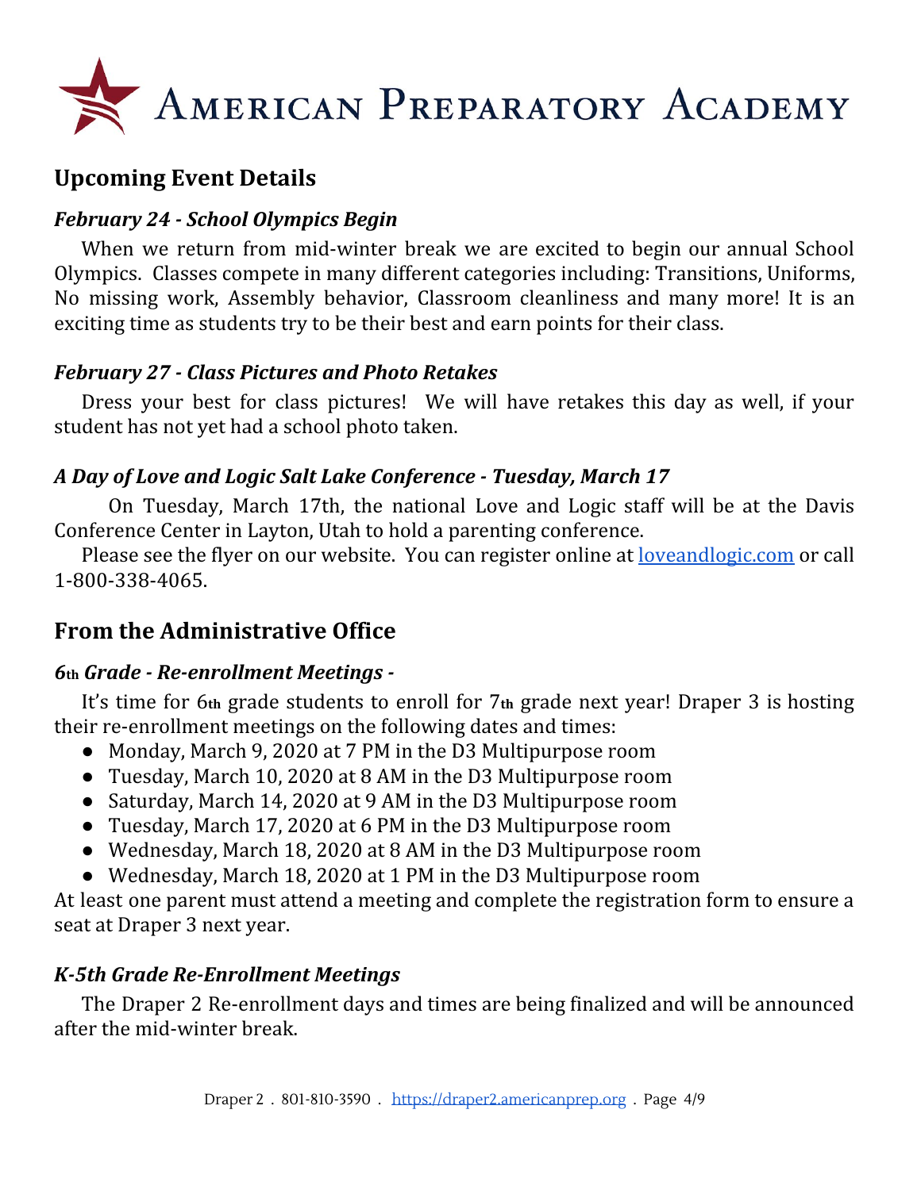# American Preparatory Academy

## Upcoming Event Details

### *February 24 - School Olympics Begin*

When we return from mid-winter break we are excited to begin our annual School Olympics. Classes compete in many different categories including: Transitions, Uniforms, No missing work, Assembly behavior, Classroom cleanliness and many more! It is an exciting time as students try to be their best and earn points for their class.

### *February 27 - Class Pictures and Photo Retakes*

Dress your best for class pictures! We will have retakes this day as well, if your student has not yet had a school photo taken.

### *A Day of Love and Logic Salt Lake Conference - Tuesday, March 17*

On Tuesday, March 17th, the national Love and Logic staff will be at the Davis Conference Center in Layton, Utah to hold a parenting conference.

Please see the flyer on our website. You can register online at [loveandlogic.com](loveandlogic.com) or call 1-800-338-4065.

## From the Administrative Office

### *6th Grade - Re-enrollment Meetings -*

It's time for 6th grade students to enroll for 7th grade next year! Draper 3 is hosting their re-enrollment meetings on the following dates and times:

- Monday, March 9, 2020 at 7 PM in the D3 Multipurpose room
- Tuesday, March 10, 2020 at 8 AM in the D3 Multipurpose room
- Saturday, March 14, 2020 at 9 AM in the D3 Multipurpose room
- Tuesday, March 17, 2020 at 6 PM in the D3 Multipurpose room
- Wednesday, March 18, 2020 at 8 AM in the D3 Multipurpose room
- Wednesday, March 18, 2020 at 1 PM in the D3 Multipurpose room

At least one parent must attend a meeting and complete the registration form to ensure a seat at Draper 3 next year.

### *K-5th Grade Re-Enrollment Meetings*

The Draper 2 Re-enrollment days and times are being finalized and will be announced after the mid-winter break.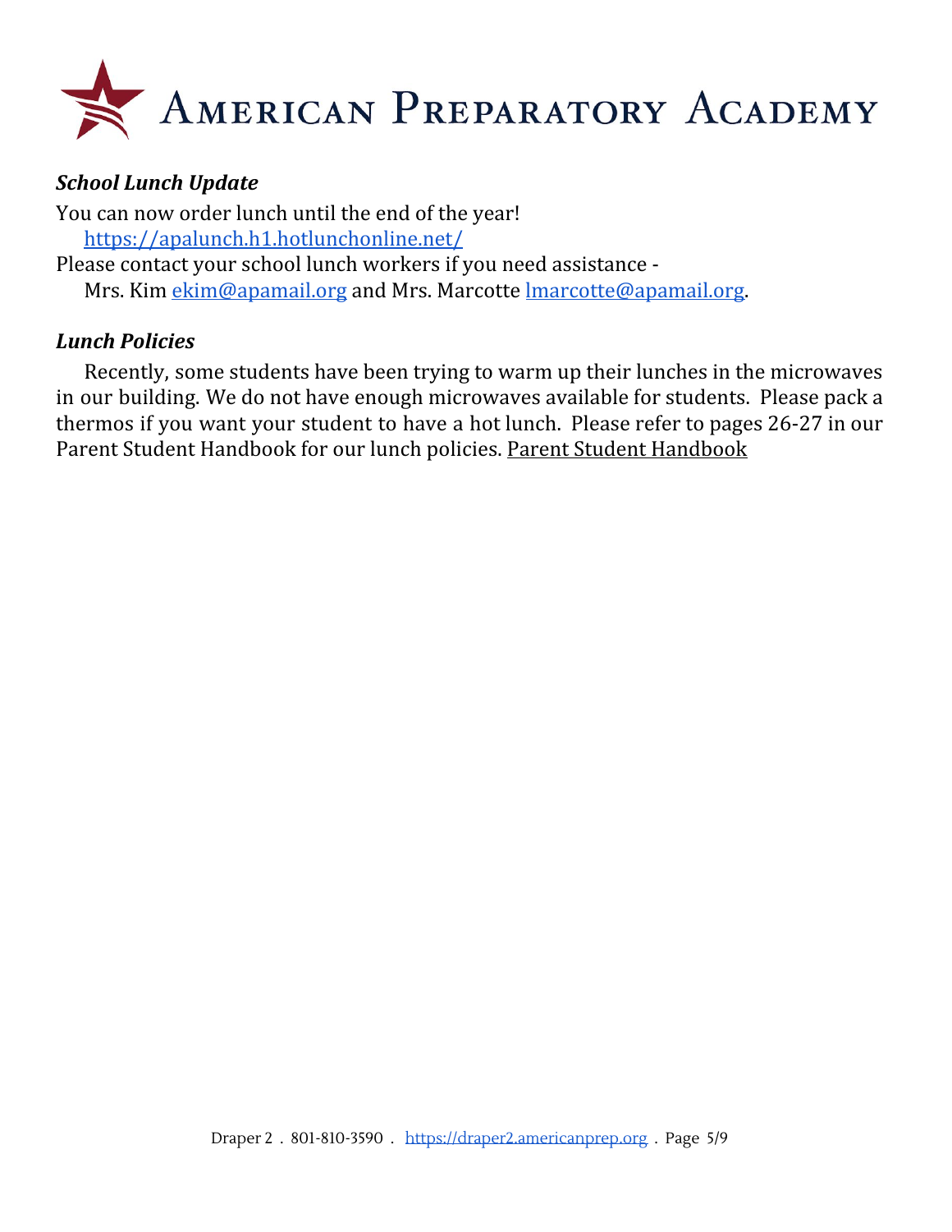# American Preparatory Academy

***School Lunch Update***

You can now order lunch until the end of the year!
https://apalunch.h1.hotlunchonline.net/

Please contact your school lunch workers if you need assistance -
Mrs. Kim ekim@apamail.org and Mrs. Marcotte lmarcotte@apamail.org.

***Lunch Policies***

Recently, some students have been trying to warm up their lunches in the microwaves in our building. We do not have enough microwaves available for students. Please pack a thermos if you want your student to have a hot lunch. Please refer to pages 26-27 in our Parent Student Handbook for our lunch policies. Parent Student Handbook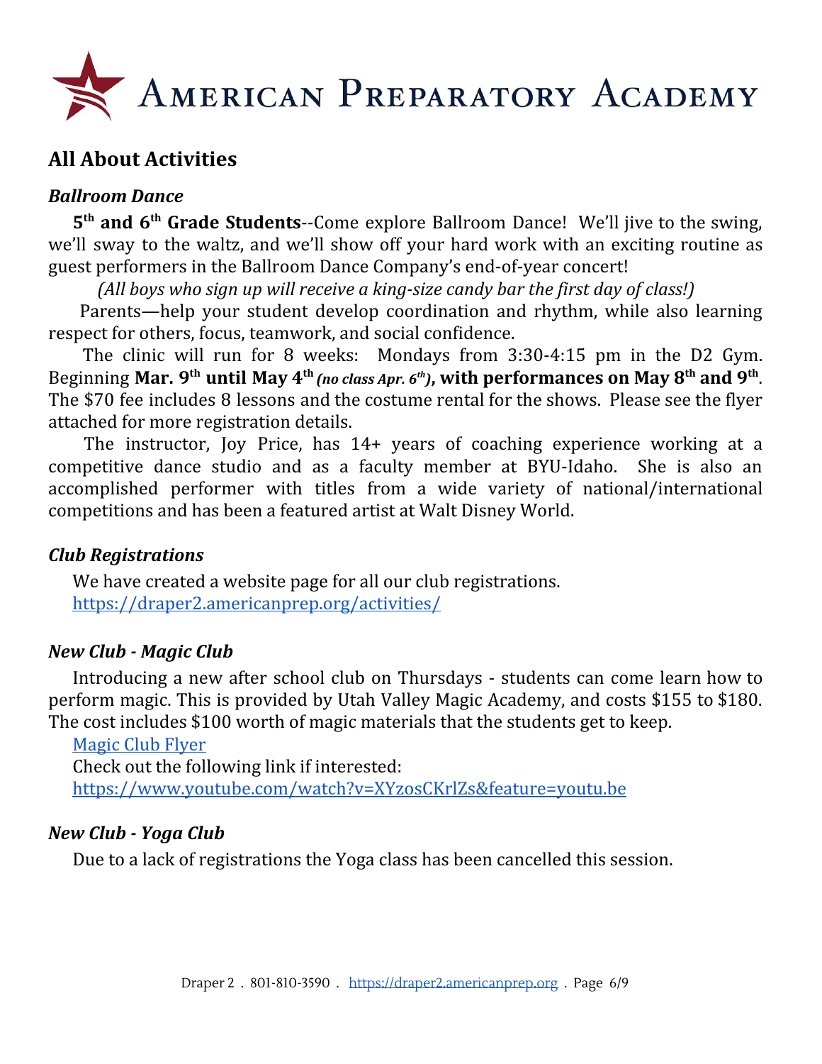# American Preparatory Academy

## All About Activities

### *Ballroom Dance*

**5th and 6th Grade Students**--Come explore Ballroom Dance! We'll jive to the swing, we'll sway to the waltz, and we'll show off your hard work with an exciting routine as guest performers in the Ballroom Dance Company's end-of-year concert!

*(All boys who sign up will receive a king-size candy bar the first day of class!)*

Parents—help your student develop coordination and rhythm, while also learning respect for others, focus, teamwork, and social confidence.

The clinic will run for 8 weeks: Mondays from 3:30-4:15 pm in the D2 Gym. Beginning **Mar. 9th until May 4th** ***(no class Apr. 6th)*****, with performances on May 8th and 9th**. The $70 fee includes 8 lessons and the costume rental for the shows. Please see the flyer attached for more registration details.

The instructor, Joy Price, has 14+ years of coaching experience working at a competitive dance studio and as a faculty member at BYU-Idaho. She is also an accomplished performer with titles from a wide variety of national/international competitions and has been a featured artist at Walt Disney World.

### *Club Registrations*

We have created a website page for all our club registrations.
https://draper2.americanprep.org/activities/

### *New Club - Magic Club*

Introducing a new after school club on Thursdays - students can come learn how to perform magic. This is provided by Utah Valley Magic Academy, and costs $155 to $180. The cost includes $100 worth of magic materials that the students get to keep.

Magic Club Flyer

Check out the following link if interested:
https://www.youtube.com/watch?v=XYzosCKrlZs&feature=youtu.be

### *New Club - Yoga Club*

Due to a lack of registrations the Yoga class has been cancelled this session.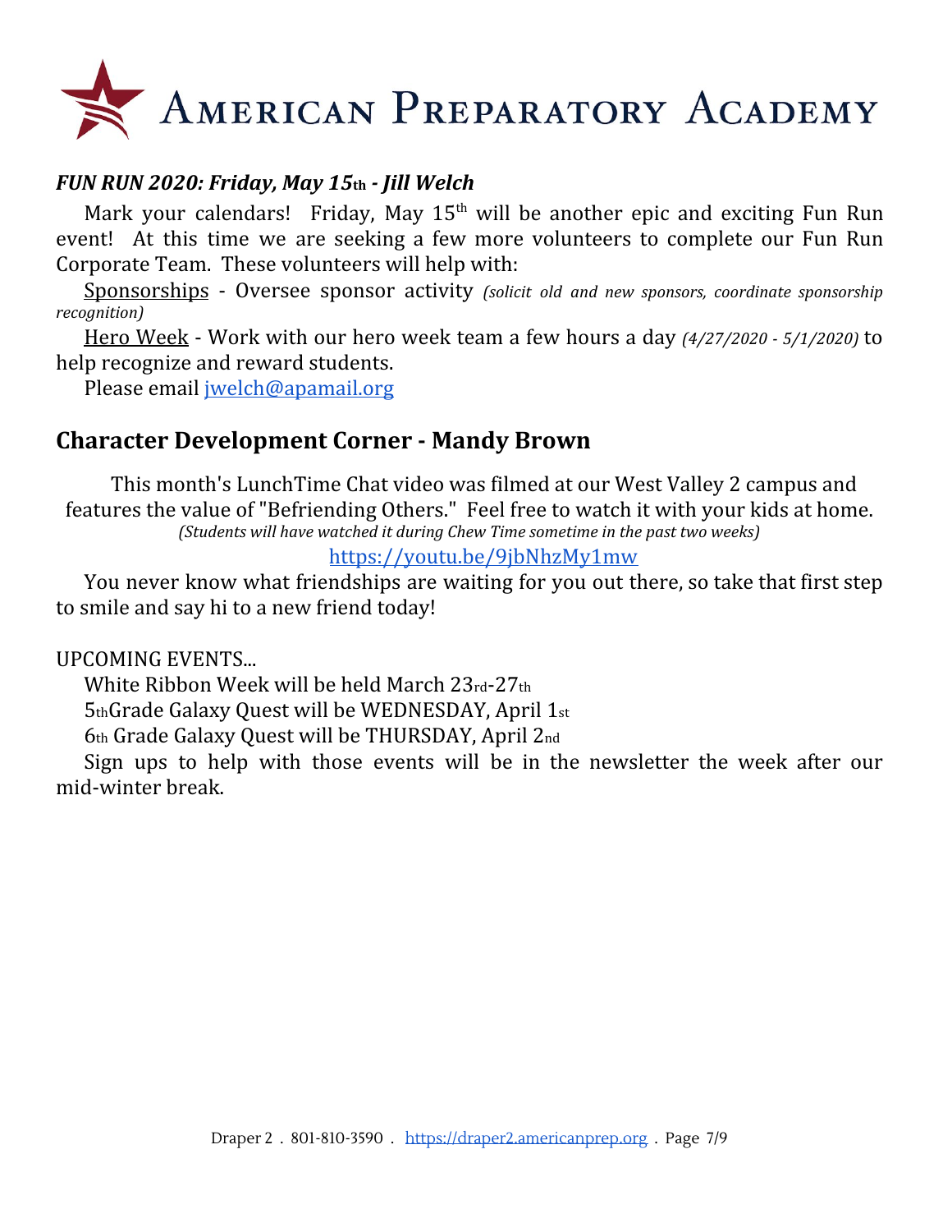# AMERICAN PREPARATORY ACADEMY

***FUN RUN 2020: Friday, May 15th - Jill Welch***

Mark your calendars! Friday, May 15th will be another epic and exciting Fun Run event! At this time we are seeking a few more volunteers to complete our Fun Run Corporate Team. These volunteers will help with:

Sponsorships - Oversee sponsor activity *(solicit old and new sponsors, coordinate sponsorship recognition)*

Hero Week - Work with our hero week team a few hours a day *(4/27/2020 - 5/1/2020)* to help recognize and reward students.

Please email jwelch@apamail.org

## Character Development Corner - Mandy Brown

This month's LunchTime Chat video was filmed at our West Valley 2 campus and features the value of "Befriending Others." Feel free to watch it with your kids at home.
*(Students will have watched it during Chew Time sometime in the past two weeks)*

https://youtu.be/9jbNhzMy1mw

You never know what friendships are waiting for you out there, so take that first step to smile and say hi to a new friend today!

UPCOMING EVENTS...

White Ribbon Week will be held March 23rd-27th

5thGrade Galaxy Quest will be WEDNESDAY, April 1st

6th Grade Galaxy Quest will be THURSDAY, April 2nd

Sign ups to help with those events will be in the newsletter the week after our mid-winter break.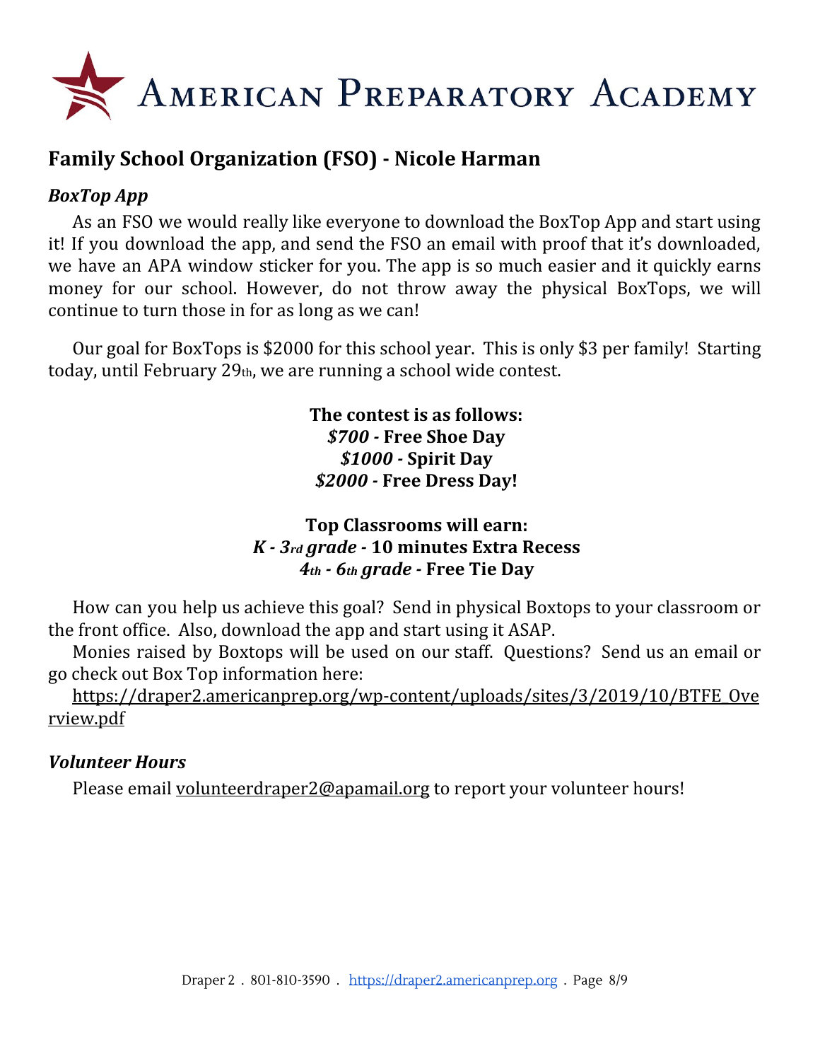# American Preparatory Academy

## Family School Organization (FSO) - Nicole Harman

### *BoxTop App*

As an FSO we would really like everyone to download the BoxTop App and start using it! If you download the app, and send the FSO an email with proof that it's downloaded, we have an APA window sticker for you. The app is so much easier and it quickly earns money for our school. However, do not throw away the physical BoxTops, we will continue to turn those in for as long as we can!

Our goal for BoxTops is $2000 for this school year. This is only $3 per family! Starting today, until February 29th, we are running a school wide contest.

**The contest is as follows:**
***$700*** **- Free Shoe Day**
***$1000*** **- Spirit Day**
***$2000*** **- Free Dress Day!**

**Top Classrooms will earn:**
***K - 3rd grade*** **- 10 minutes Extra Recess**
***4th - 6th grade*** **- Free Tie Day**

How can you help us achieve this goal? Send in physical Boxtops to your classroom or the front office. Also, download the app and start using it ASAP.

Monies raised by Boxtops will be used on our staff. Questions? Send us an email or go check out Box Top information here:

https://draper2.americanprep.org/wp-content/uploads/sites/3/2019/10/BTFE_Overview.pdf

### *Volunteer Hours*

Please email volunteerdraper2@apamail.org to report your volunteer hours!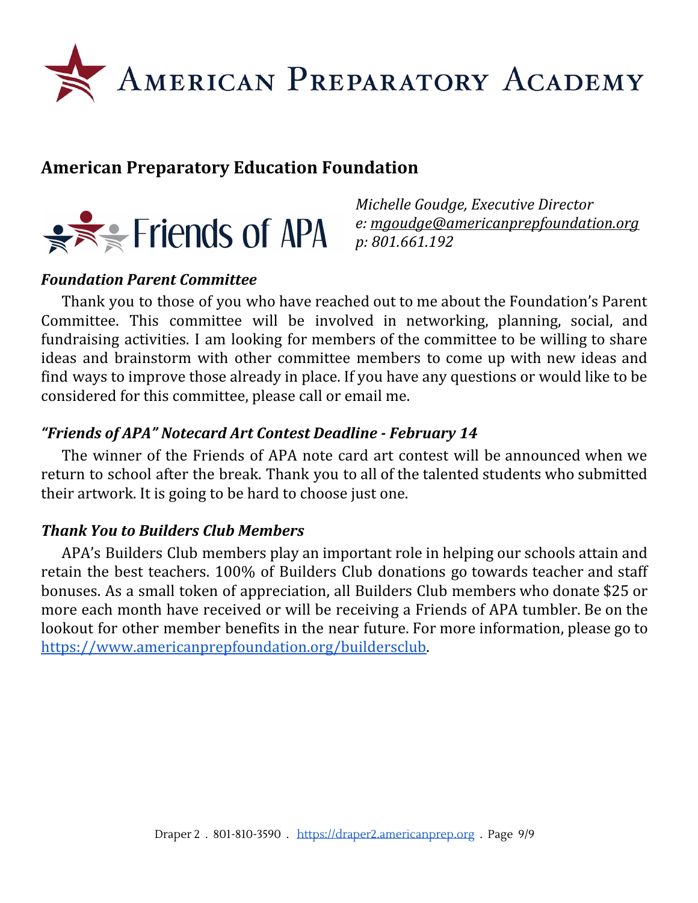# American Preparatory Academy

## American Preparatory Education Foundation

Friends of APA

*Michelle Goudge, Executive Director*
*e: mgoudge@americanprepfoundation.org*
*p: 801.661.192*

### *Foundation Parent Committee*

Thank you to those of you who have reached out to me about the Foundation's Parent Committee. This committee will be involved in networking, planning, social, and fundraising activities. I am looking for members of the committee to be willing to share ideas and brainstorm with other committee members to come up with new ideas and find ways to improve those already in place. If you have any questions or would like to be considered for this committee, please call or email me.

### *"Friends of APA" Notecard Art Contest Deadline - February 14*

The winner of the Friends of APA note card art contest will be announced when we return to school after the break. Thank you to all of the talented students who submitted their artwork. It is going to be hard to choose just one.

### *Thank You to Builders Club Members*

APA's Builders Club members play an important role in helping our schools attain and retain the best teachers. 100% of Builders Club donations go towards teacher and staff bonuses. As a small token of appreciation, all Builders Club members who donate $25 or more each month have received or will be receiving a Friends of APA tumbler. Be on the lookout for other member benefits in the near future. For more information, please go to https://www.americanprepfoundation.org/buildersclub.